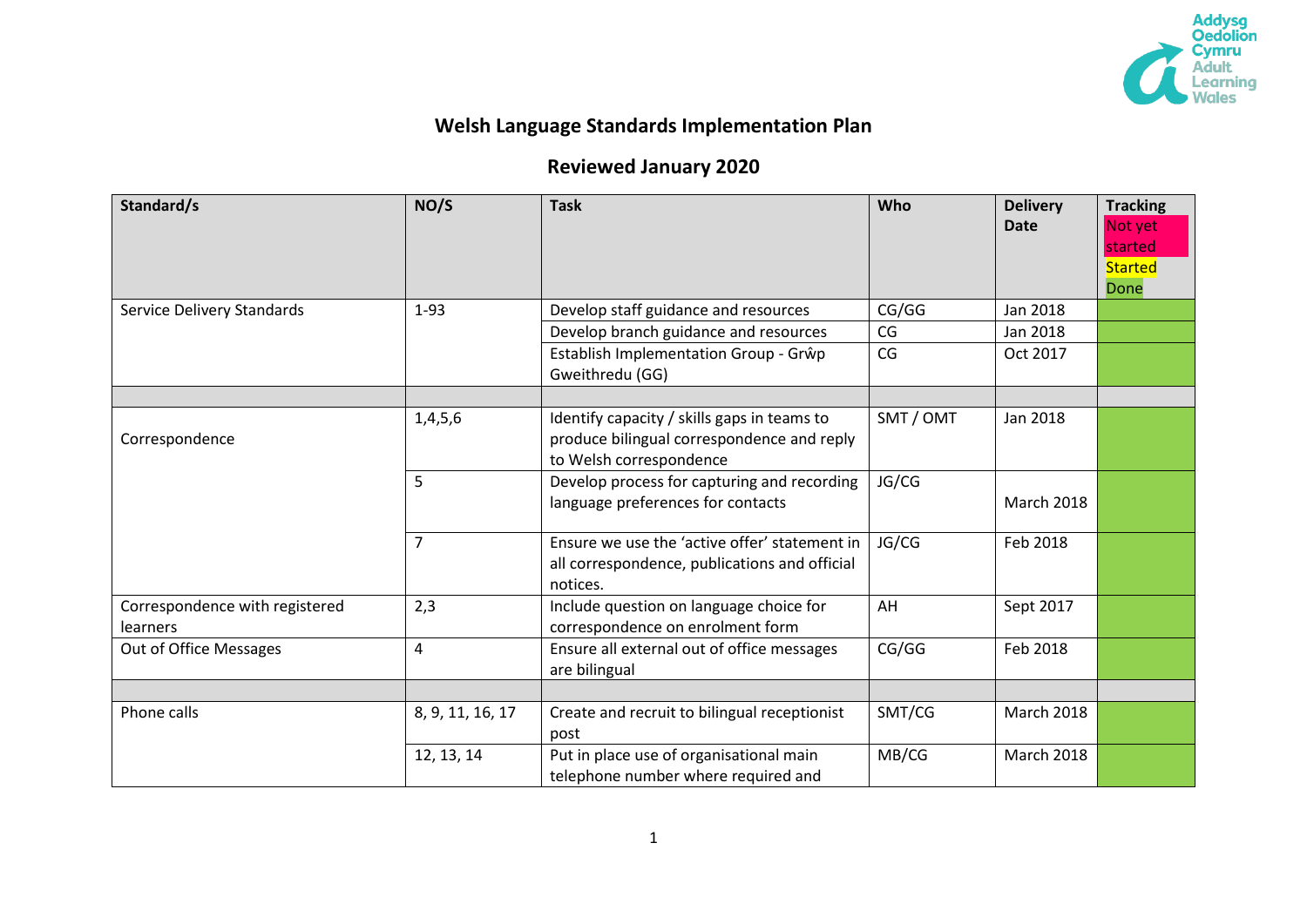Addysg Oedolion Cymru
Adult Learning Wales

# Welsh Language Standards Implementation Plan

## Reviewed January 2020

| Standard/s | NO/S | Task | Who | Delivery Date | Tracking<br>Not yet started<br>Started<br>Done |
|---|---|---|---|---|---|
| Service Delivery Standards | 1-93 | Develop staff guidance and resources | CG/GG | Jan 2018 | |
| | | Develop branch guidance and resources | CG | Jan 2018 | |
| | | Establish Implementation Group - Grŵp Gweithredu (GG) | CG | Oct 2017 | |
| | | | | | |
| Correspondence | 1,4,5,6 | Identify capacity / skills gaps in teams to produce bilingual correspondence and reply to Welsh correspondence | SMT / OMT | Jan 2018 | |
| | 5 | Develop process for capturing and recording language preferences for contacts | JG/CG | March 2018 | |
| | 7 | Ensure we use the 'active offer' statement in all correspondence, publications and official notices. | JG/CG | Feb 2018 | |
| Correspondence with registered learners | 2,3 | Include question on language choice for correspondence on enrolment form | AH | Sept 2017 | |
| Out of Office Messages | 4 | Ensure all external out of office messages are bilingual | CG/GG | Feb 2018 | |
| | | | | | |
| Phone calls | 8, 9, 11, 16, 17 | Create and recruit to bilingual receptionist post | SMT/CG | March 2018 | |
| | 12, 13, 14 | Put in place use of organisational main telephone number where required and | MB/CG | March 2018 | |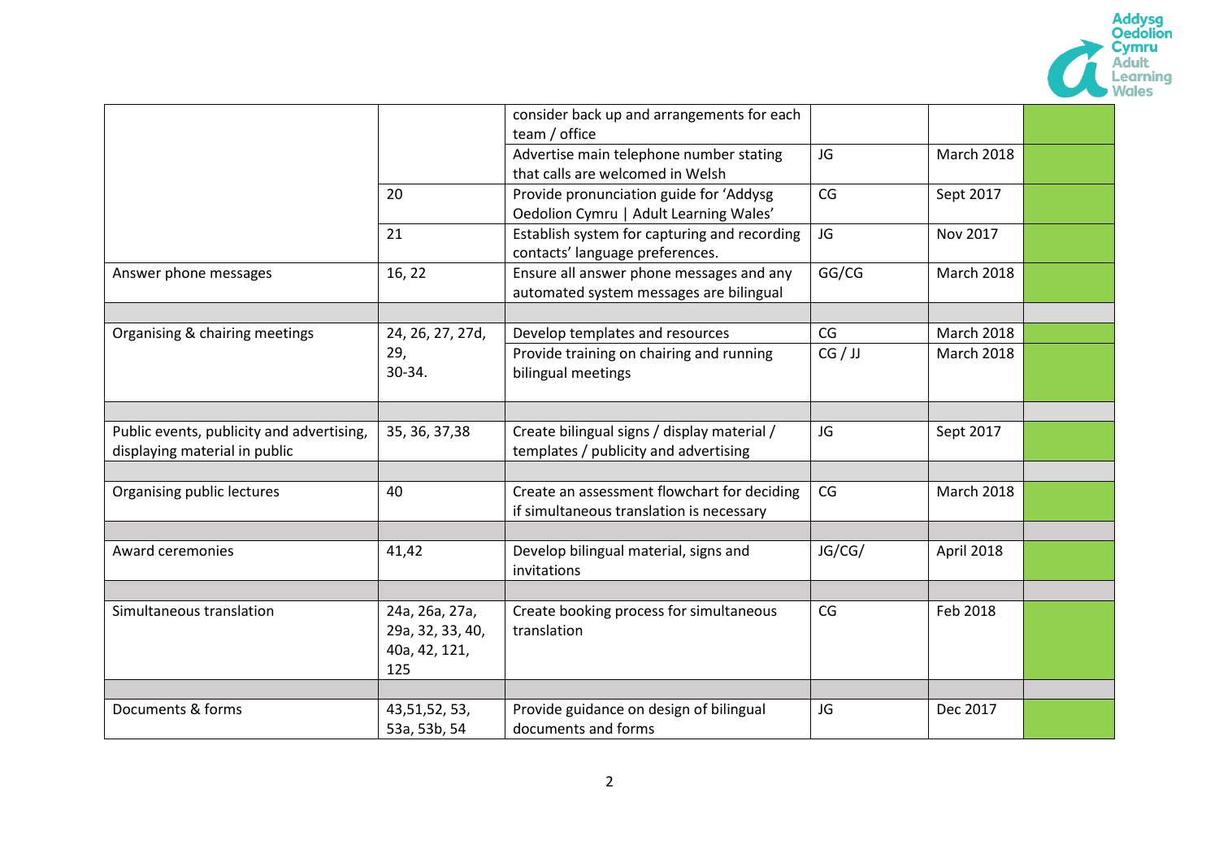| | | | | | |
|---|---|---|---|---|---|
| | | consider back up and arrangements for each team / office | | | |
| | | Advertise main telephone number stating that calls are welcomed in Welsh | JG | March 2018 | |
| | 20 | Provide pronunciation guide for 'Addysg Oedolion Cymru \| Adult Learning Wales' | CG | Sept 2017 | |
| | 21 | Establish system for capturing and recording contacts' language preferences. | JG | Nov 2017 | |
| Answer phone messages | 16, 22 | Ensure all answer phone messages and any automated system messages are bilingual | GG/CG | March 2018 | |
| | | | | | |
| Organising & chairing meetings | 24, 26, 27, 27d, 29, 30-34. | Develop templates and resources | CG | March 2018 | |
| | | Provide training on chairing and running bilingual meetings | CG / JJ | March 2018 | |
| | | | | | |
| Public events, publicity and advertising, displaying material in public | 35, 36, 37,38 | Create bilingual signs / display material / templates / publicity and advertising | JG | Sept 2017 | |
| | | | | | |
| Organising public lectures | 40 | Create an assessment flowchart for deciding if simultaneous translation is necessary | CG | March 2018 | |
| | | | | | |
| Award ceremonies | 41,42 | Develop bilingual material, signs and invitations | JG/CG/ | April 2018 | |
| | | | | | |
| Simultaneous translation | 24a, 26a, 27a, 29a, 32, 33, 40, 40a, 42, 121, 125 | Create booking process for simultaneous translation | CG | Feb 2018 | |
| | | | | | |
| Documents & forms | 43,51,52, 53, 53a, 53b, 54 | Provide guidance on design of bilingual documents and forms | JG | Dec 2017 | |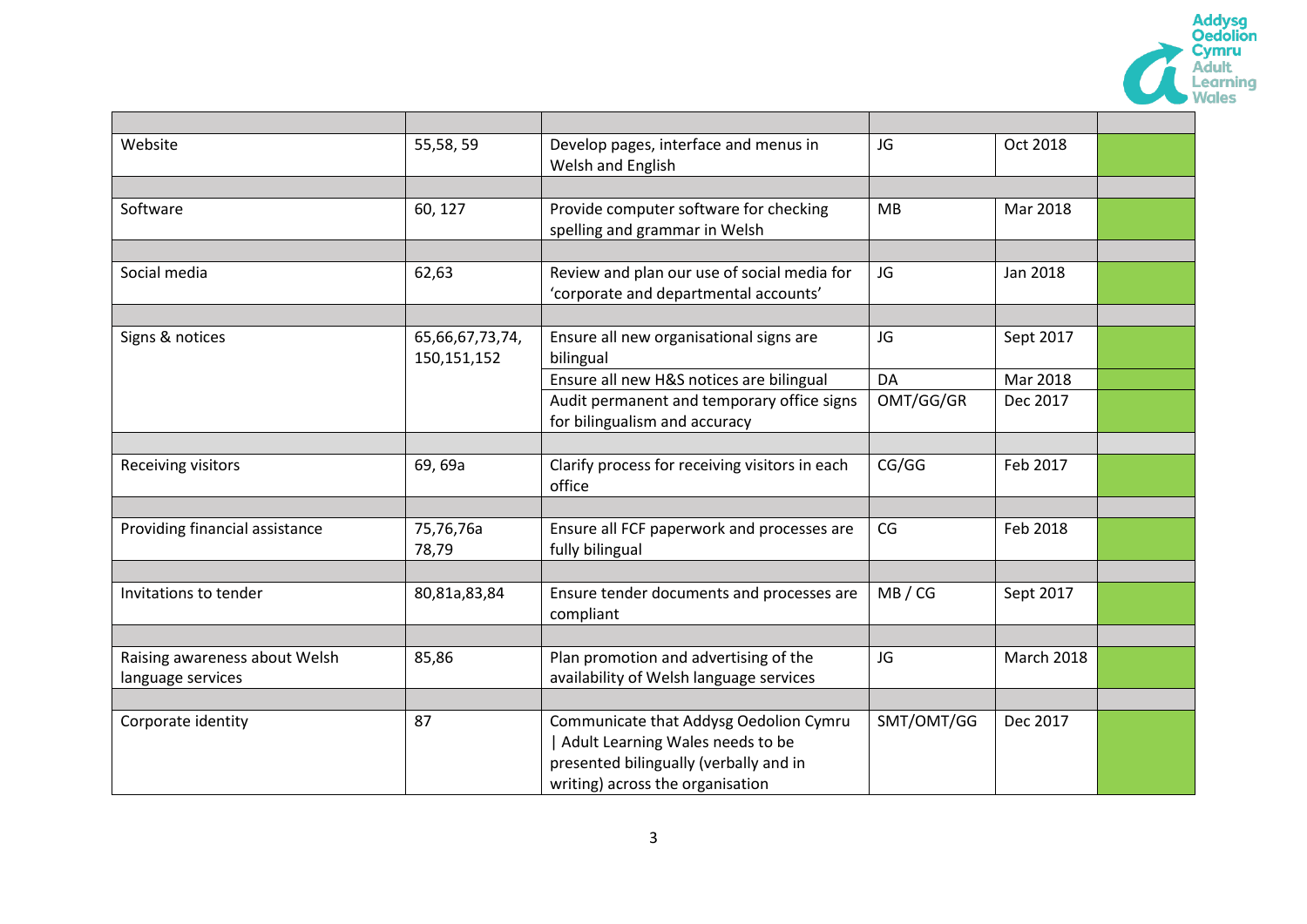| | | | | | |
|---|---|---|---|---|---|
| Website | 55,58, 59 | Develop pages, interface and menus in Welsh and English | JG | Oct 2018 | |
| | | | | | |
| Software | 60, 127 | Provide computer software for checking spelling and grammar in Welsh | MB | Mar 2018 | |
| | | | | | |
| Social media | 62,63 | Review and plan our use of social media for 'corporate and departmental accounts' | JG | Jan 2018 | |
| | | | | | |
| Signs & notices | 65,66,67,73,74, 150,151,152 | Ensure all new organisational signs are bilingual | JG | Sept 2017 | |
| | | Ensure all new H&S notices are bilingual | DA | Mar 2018 | |
| | | Audit permanent and temporary office signs for bilingualism and accuracy | OMT/GG/GR | Dec 2017 | |
| | | | | | |
| Receiving visitors | 69, 69a | Clarify process for receiving visitors in each office | CG/GG | Feb 2017 | |
| | | | | | |
| Providing financial assistance | 75,76,76a 78,79 | Ensure all FCF paperwork and processes are fully bilingual | CG | Feb 2018 | |
| | | | | | |
| Invitations to tender | 80,81a,83,84 | Ensure tender documents and processes are compliant | MB / CG | Sept 2017 | |
| | | | | | |
| Raising awareness about Welsh language services | 85,86 | Plan promotion and advertising of the availability of Welsh language services | JG | March 2018 | |
| | | | | | |
| Corporate identity | 87 | Communicate that Addysg Oedolion Cymru \| Adult Learning Wales needs to be presented bilingually (verbally and in writing) across the organisation | SMT/OMT/GG | Dec 2017 | |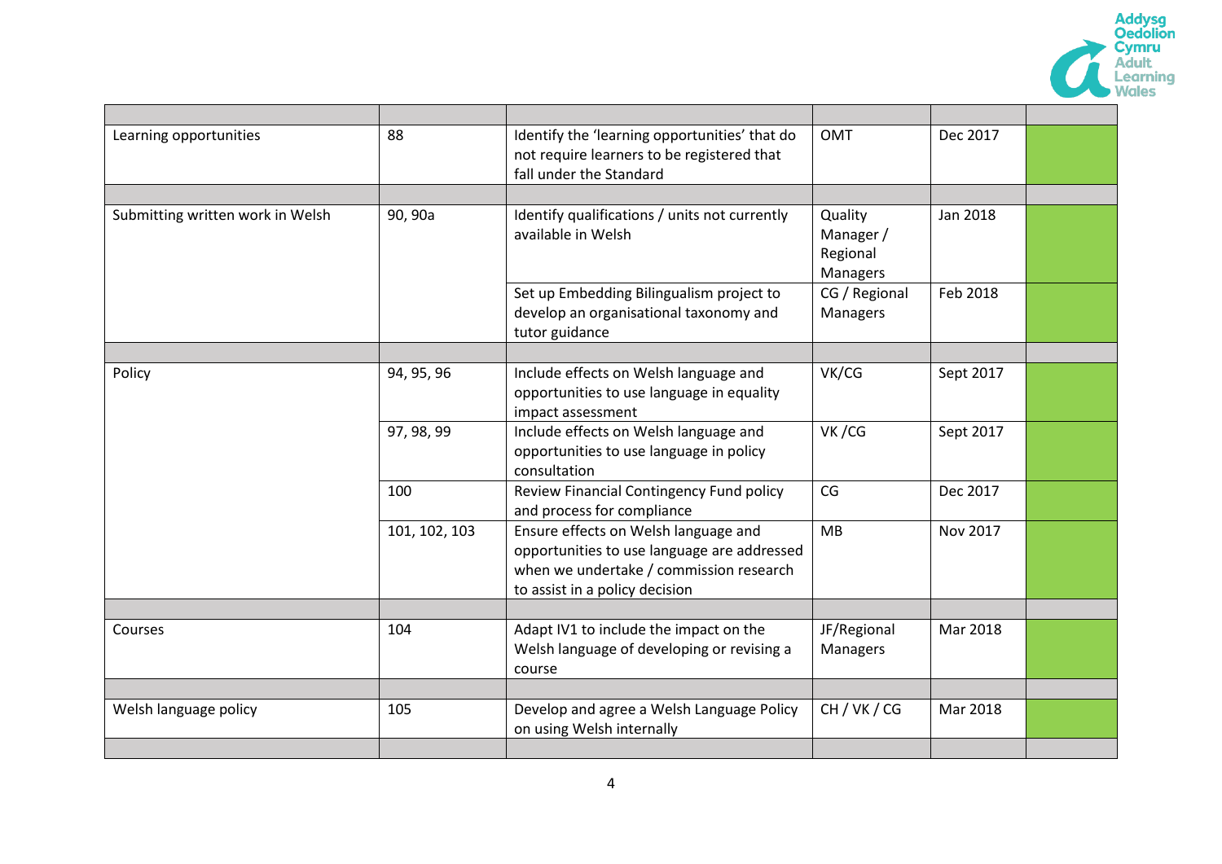| | | | | | |
|---|---|---|---|---|---|
| Learning opportunities | 88 | Identify the 'learning opportunities' that do not require learners to be registered that fall under the Standard | OMT | Dec 2017 | |
| | | | | | |
| Submitting written work in Welsh | 90, 90a | Identify qualifications / units not currently available in Welsh | Quality Manager / Regional Managers | Jan 2018 | |
| | | Set up Embedding Bilingualism project to develop an organisational taxonomy and tutor guidance | CG / Regional Managers | Feb 2018 | |
| | | | | | |
| Policy | 94, 95, 96 | Include effects on Welsh language and opportunities to use language in equality impact assessment | VK/CG | Sept 2017 | |
| | 97, 98, 99 | Include effects on Welsh language and opportunities to use language in policy consultation | VK /CG | Sept 2017 | |
| | 100 | Review Financial Contingency Fund policy and process for compliance | CG | Dec 2017 | |
| | 101, 102, 103 | Ensure effects on Welsh language and opportunities to use language are addressed when we undertake / commission research to assist in a policy decision | MB | Nov 2017 | |
| | | | | | |
| Courses | 104 | Adapt IV1 to include the impact on the Welsh language of developing or revising a course | JF/Regional Managers | Mar 2018 | |
| | | | | | |
| Welsh language policy | 105 | Develop and agree a Welsh Language Policy on using Welsh internally | CH / VK / CG | Mar 2018 | |
| | | | | | |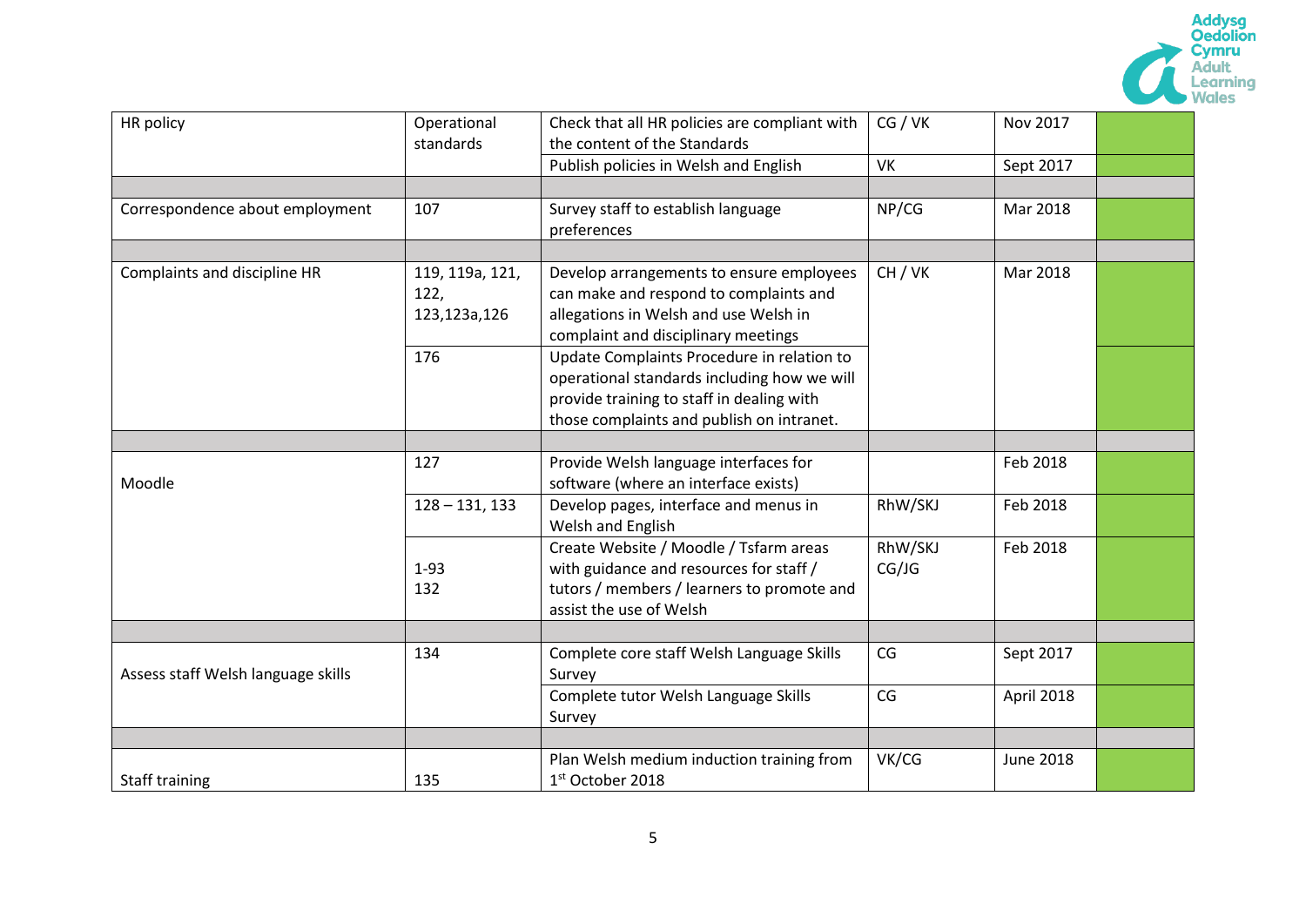| HR policy | Operational standards | Check that all HR policies are compliant with the content of the Standards | CG / VK | Nov 2017 | |
|---|---|---|---|---|---|
| | | Publish policies in Welsh and English | VK | Sept 2017 | |
| | | | | | |
| Correspondence about employment | 107 | Survey staff to establish language preferences | NP/CG | Mar 2018 | |
| | | | | | |
| Complaints and discipline HR | 119, 119a, 121, 122, 123,123a,126 | Develop arrangements to ensure employees can make and respond to complaints and allegations in Welsh and use Welsh in complaint and disciplinary meetings | CH / VK | Mar 2018 | |
| | 176 | Update Complaints Procedure in relation to operational standards including how we will provide training to staff in dealing with those complaints and publish on intranet. | | | |
| | | | | | |
| Moodle | 127 | Provide Welsh language interfaces for software (where an interface exists) | | Feb 2018 | |
| | 128 – 131, 133 | Develop pages, interface and menus in Welsh and English | RhW/SKJ | Feb 2018 | |
| | 1-93<br>132 | Create Website / Moodle / Tsfarm areas with guidance and resources for staff / tutors / members / learners to promote and assist the use of Welsh | RhW/SKJ<br>CG/JG | Feb 2018 | |
| | | | | | |
| Assess staff Welsh language skills | 134 | Complete core staff Welsh Language Skills Survey | CG | Sept 2017 | |
| | | Complete tutor Welsh Language Skills Survey | CG | April 2018 | |
| | | | | | |
| Staff training | 135 | Plan Welsh medium induction training from 1st October 2018 | VK/CG | June 2018 | |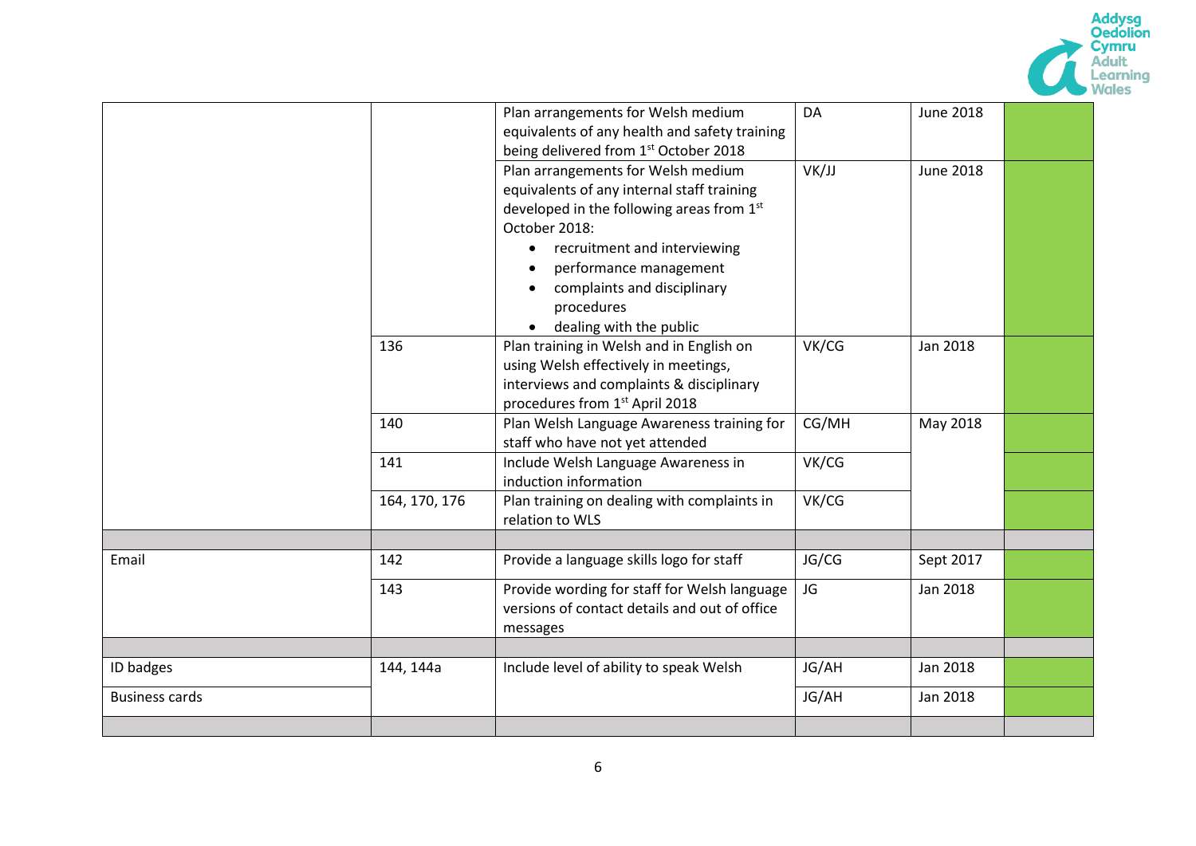| | | | | | |
|---|---|---|---|---|---|
| | | Plan arrangements for Welsh medium equivalents of any health and safety training being delivered from 1st October 2018 | DA | June 2018 | |
| | | Plan arrangements for Welsh medium equivalents of any internal staff training developed in the following areas from 1st October 2018:<br>• recruitment and interviewing<br>• performance management<br>• complaints and disciplinary procedures<br>• dealing with the public | VK/JJ | June 2018 | |
| | 136 | Plan training in Welsh and in English on using Welsh effectively in meetings, interviews and complaints & disciplinary procedures from 1st April 2018 | VK/CG | Jan 2018 | |
| | 140 | Plan Welsh Language Awareness training for staff who have not yet attended | CG/MH | May 2018 | |
| | 141 | Include Welsh Language Awareness in induction information | VK/CG | | |
| | 164, 170, 176 | Plan training on dealing with complaints in relation to WLS | VK/CG | | |
| | | | | | |
| Email | 142 | Provide a language skills logo for staff | JG/CG | Sept 2017 | |
| | 143 | Provide wording for staff for Welsh language versions of contact details and out of office messages | JG | Jan 2018 | |
| | | | | | |
| ID badges | 144, 144a | Include level of ability to speak Welsh | JG/AH | Jan 2018 | |
| Business cards | | | JG/AH | Jan 2018 | |
| | | | | | |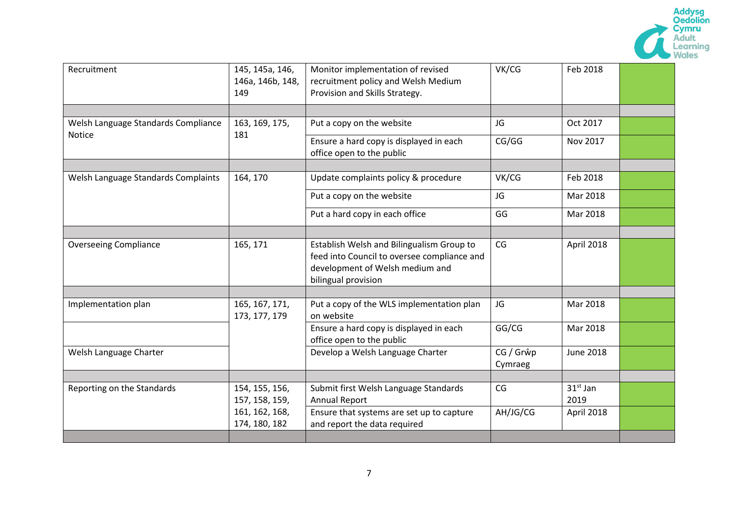| | | | | | |
|---|---|---|---|---|---|
| Recruitment | 145, 145a, 146, 146a, 146b, 148, 149 | Monitor implementation of revised recruitment policy and Welsh Medium Provision and Skills Strategy. | VK/CG | Feb 2018 | |
| | | | | | |
| Welsh Language Standards Compliance Notice | 163, 169, 175, 181 | Put a copy on the website | JG | Oct 2017 | |
| | | Ensure a hard copy is displayed in each office open to the public | CG/GG | Nov 2017 | |
| | | | | | |
| Welsh Language Standards Complaints | 164, 170 | Update complaints policy & procedure | VK/CG | Feb 2018 | |
| | | Put a copy on the website | JG | Mar 2018 | |
| | | Put a hard copy in each office | GG | Mar 2018 | |
| | | | | | |
| Overseeing Compliance | 165, 171 | Establish Welsh and Bilingualism Group to feed into Council to oversee compliance and development of Welsh medium and bilingual provision | CG | April 2018 | |
| | | | | | |
| Implementation plan | 165, 167, 171, 173, 177, 179 | Put a copy of the WLS implementation plan on website | JG | Mar 2018 | |
| | | Ensure a hard copy is displayed in each office open to the public | GG/CG | Mar 2018 | |
| Welsh Language Charter | | Develop a Welsh Language Charter | CG / Grŵp Cymraeg | June 2018 | |
| | | | | | |
| Reporting on the Standards | 154, 155, 156, 157, 158, 159, 161, 162, 168, 174, 180, 182 | Submit first Welsh Language Standards Annual Report | CG | 31st Jan 2019 | |
| | | Ensure that systems are set up to capture and report the data required | AH/JG/CG | April 2018 | |
| | | | | | |